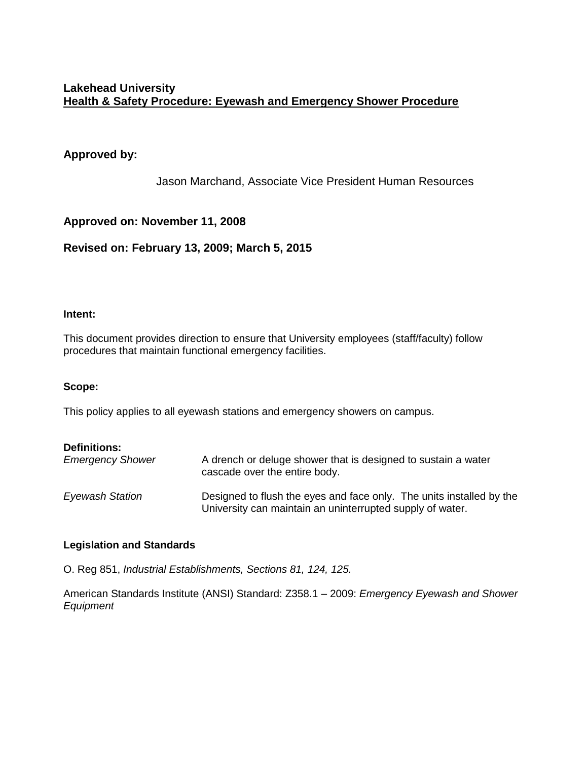**Lakehead University**
# Health & Safety Procedure: Eyewash and Emergency Shower Procedure

**Approved by:**

Jason Marchand, Associate Vice President Human Resources

**Approved on: November 11, 2008**

**Revised on: February 13, 2009; March 5, 2015**

### Intent:

This document provides direction to ensure that University employees (staff/faculty) follow procedures that maintain functional emergency facilities.

### Scope:

This policy applies to all eyewash stations and emergency showers on campus.

### Definitions:

| | |
|---|---|
| *Emergency Shower* | A drench or deluge shower that is designed to sustain a water cascade over the entire body. |
| *Eyewash Station* | Designed to flush the eyes and face only. The units installed by the University can maintain an uninterrupted supply of water. |

### Legislation and Standards

O. Reg 851, *Industrial Establishments, Sections 81, 124, 125.*

American Standards Institute (ANSI) Standard: Z358.1 – 2009: *Emergency Eyewash and Shower Equipment*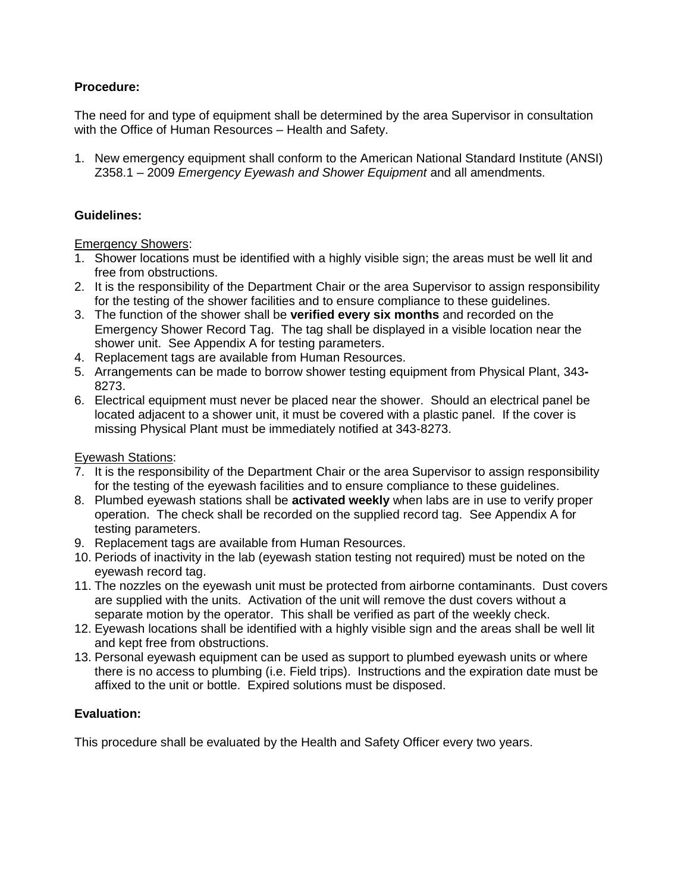**Procedure:**

The need for and type of equipment shall be determined by the area Supervisor in consultation with the Office of Human Resources – Health and Safety.

1. New emergency equipment shall conform to the American National Standard Institute (ANSI) Z358.1 – 2009 *Emergency Eyewash and Shower Equipment* and all amendments.

**Guidelines:**

Emergency Showers:

1. Shower locations must be identified with a highly visible sign; the areas must be well lit and free from obstructions.
2. It is the responsibility of the Department Chair or the area Supervisor to assign responsibility for the testing of the shower facilities and to ensure compliance to these guidelines.
3. The function of the shower shall be **verified every six months** and recorded on the Emergency Shower Record Tag. The tag shall be displayed in a visible location near the shower unit. See Appendix A for testing parameters.
4. Replacement tags are available from Human Resources.
5. Arrangements can be made to borrow shower testing equipment from Physical Plant, 343-8273.
6. Electrical equipment must never be placed near the shower. Should an electrical panel be located adjacent to a shower unit, it must be covered with a plastic panel. If the cover is missing Physical Plant must be immediately notified at 343-8273.

Eyewash Stations:

7. It is the responsibility of the Department Chair or the area Supervisor to assign responsibility for the testing of the eyewash facilities and to ensure compliance to these guidelines.
8. Plumbed eyewash stations shall be **activated weekly** when labs are in use to verify proper operation. The check shall be recorded on the supplied record tag. See Appendix A for testing parameters.
9. Replacement tags are available from Human Resources.
10. Periods of inactivity in the lab (eyewash station testing not required) must be noted on the eyewash record tag.
11. The nozzles on the eyewash unit must be protected from airborne contaminants. Dust covers are supplied with the units. Activation of the unit will remove the dust covers without a separate motion by the operator. This shall be verified as part of the weekly check.
12. Eyewash locations shall be identified with a highly visible sign and the areas shall be well lit and kept free from obstructions.
13. Personal eyewash equipment can be used as support to plumbed eyewash units or where there is no access to plumbing (i.e. Field trips). Instructions and the expiration date must be affixed to the unit or bottle. Expired solutions must be disposed.

**Evaluation:**

This procedure shall be evaluated by the Health and Safety Officer every two years.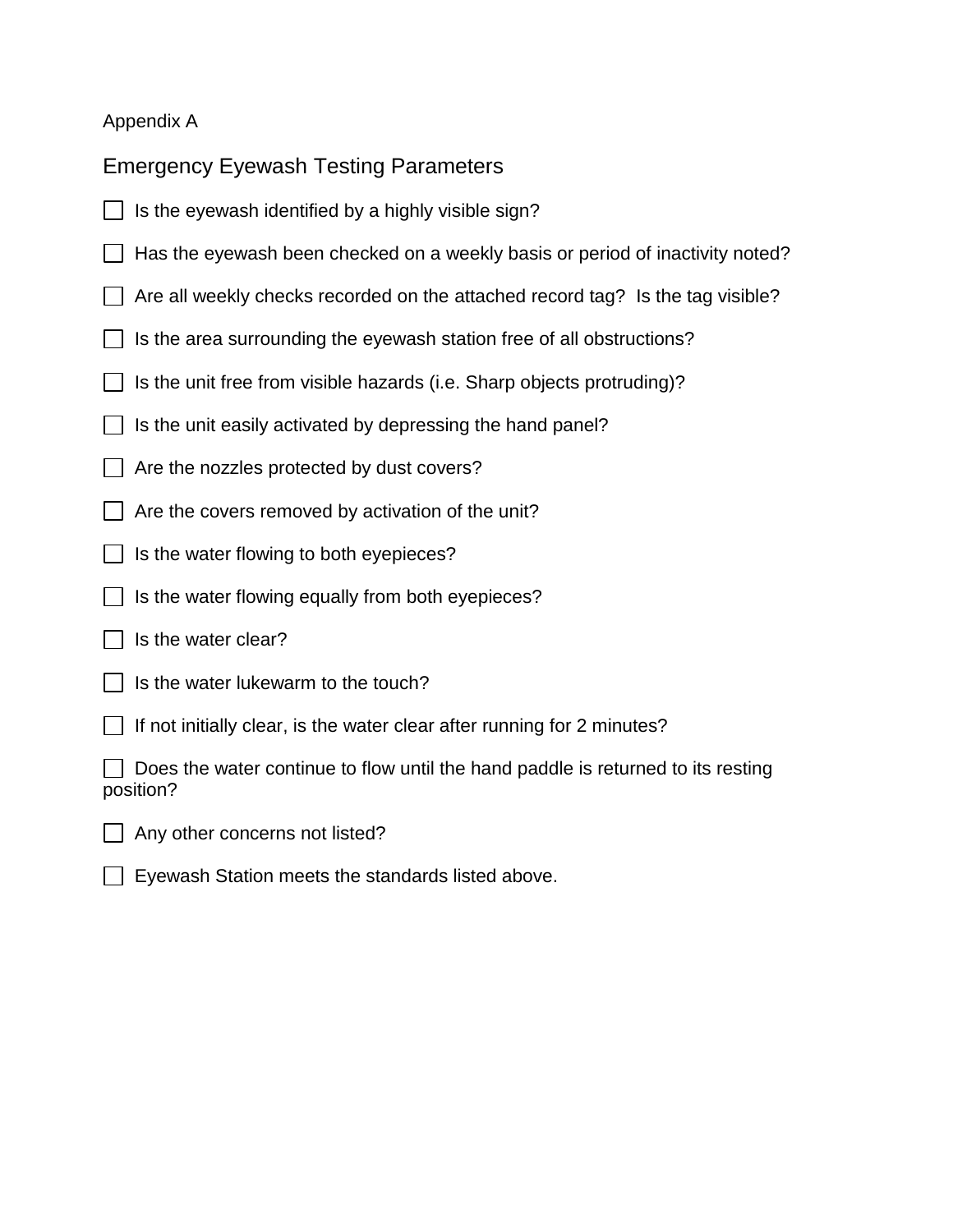Appendix A

## Emergency Eyewash Testing Parameters

- [ ] Is the eyewash identified by a highly visible sign?
- [ ] Has the eyewash been checked on a weekly basis or period of inactivity noted?
- [ ] Are all weekly checks recorded on the attached record tag? Is the tag visible?
- [ ] Is the area surrounding the eyewash station free of all obstructions?
- [ ] Is the unit free from visible hazards (i.e. Sharp objects protruding)?
- [ ] Is the unit easily activated by depressing the hand panel?
- [ ] Are the nozzles protected by dust covers?
- [ ] Are the covers removed by activation of the unit?
- [ ] Is the water flowing to both eyepieces?
- [ ] Is the water flowing equally from both eyepieces?
- [ ] Is the water clear?
- [ ] Is the water lukewarm to the touch?
- [ ] If not initially clear, is the water clear after running for 2 minutes?
- [ ] Does the water continue to flow until the hand paddle is returned to its resting position?
- [ ] Any other concerns not listed?
- [ ] Eyewash Station meets the standards listed above.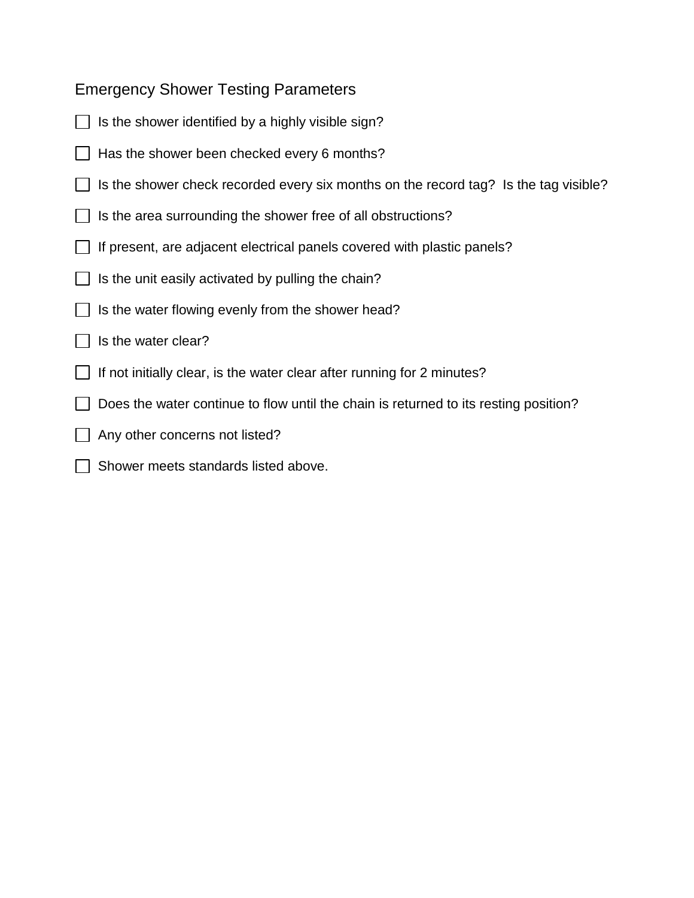## Emergency Shower Testing Parameters

- [ ] Is the shower identified by a highly visible sign?
- [ ] Has the shower been checked every 6 months?
- [ ] Is the shower check recorded every six months on the record tag? Is the tag visible?
- [ ] Is the area surrounding the shower free of all obstructions?
- [ ] If present, are adjacent electrical panels covered with plastic panels?
- [ ] Is the unit easily activated by pulling the chain?
- [ ] Is the water flowing evenly from the shower head?
- [ ] Is the water clear?
- [ ] If not initially clear, is the water clear after running for 2 minutes?
- [ ] Does the water continue to flow until the chain is returned to its resting position?
- [ ] Any other concerns not listed?
- [ ] Shower meets standards listed above.